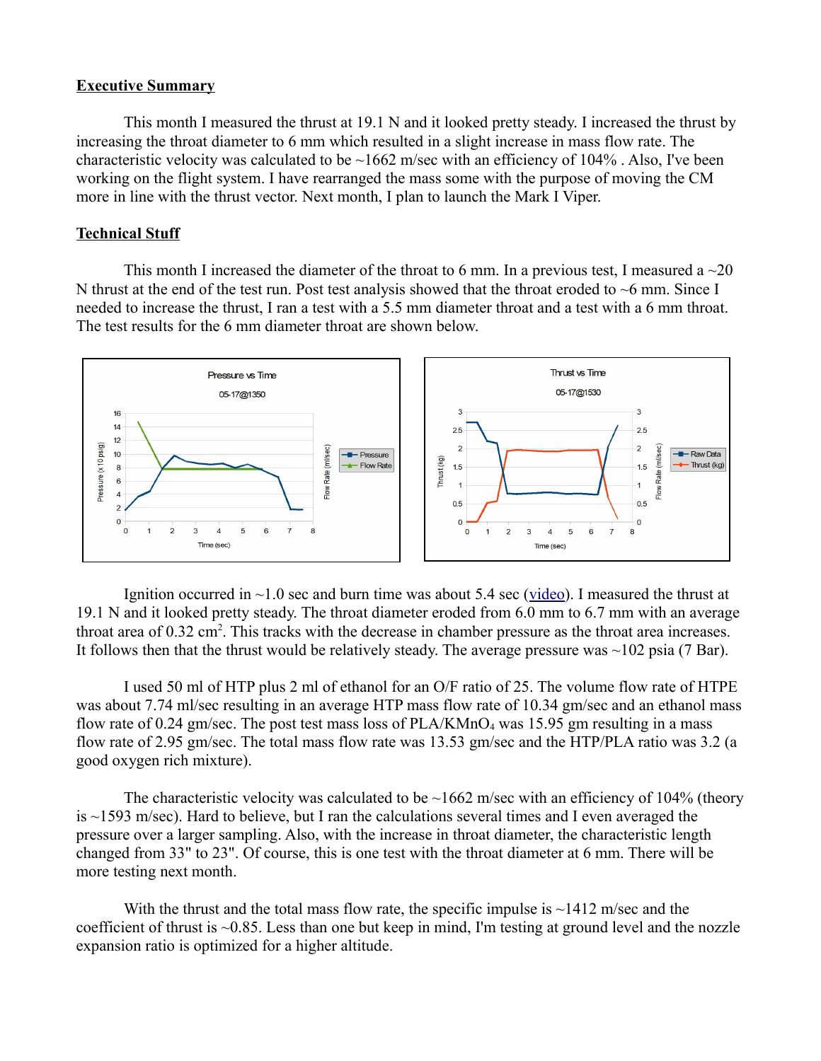## Executive Summary

This month I measured the thrust at 19.1 N and it looked pretty steady. I increased the thrust by increasing the throat diameter to 6 mm which resulted in a slight increase in mass flow rate. The characteristic velocity was calculated to be ~1662 m/sec with an efficiency of 104% . Also, I've been working on the flight system. I have rearranged the mass some with the purpose of moving the CM more in line with the thrust vector. Next month, I plan to launch the Mark I Viper.

## Technical Stuff

This month I increased the diameter of the throat to 6 mm. In a previous test, I measured a ~20 N thrust at the end of the test run. Post test analysis showed that the throat eroded to ~6 mm. Since I needed to increase the thrust, I ran a test with a 5.5 mm diameter throat and a test with a 6 mm throat. The test results for the 6 mm diameter throat are shown below.

Ignition occurred in ~1.0 sec and burn time was about 5.4 sec (video). I measured the thrust at 19.1 N and it looked pretty steady. The throat diameter eroded from 6.0 mm to 6.7 mm with an average throat area of 0.32 $cm^2$. This tracks with the decrease in chamber pressure as the throat area increases. It follows then that the thrust would be relatively steady. The average pressure was ~102 psia (7 Bar).

I used 50 ml of HTP plus 2 ml of ethanol for an O/F ratio of 25. The volume flow rate of HTPE was about 7.74 ml/sec resulting in an average HTP mass flow rate of 10.34 gm/sec and an ethanol mass flow rate of 0.24 gm/sec. The post test mass loss of PLA/$KMnO_4$ was 15.95 gm resulting in a mass flow rate of 2.95 gm/sec. The total mass flow rate was 13.53 gm/sec and the HTP/PLA ratio was 3.2 (a good oxygen rich mixture).

The characteristic velocity was calculated to be ~1662 m/sec with an efficiency of 104% (theory is ~1593 m/sec). Hard to believe, but I ran the calculations several times and I even averaged the pressure over a larger sampling. Also, with the increase in throat diameter, the characteristic length changed from 33" to 23". Of course, this is one test with the throat diameter at 6 mm. There will be more testing next month.

With the thrust and the total mass flow rate, the specific impulse is ~1412 m/sec and the coefficient of thrust is ~0.85. Less than one but keep in mind, I'm testing at ground level and the nozzle expansion ratio is optimized for a higher altitude.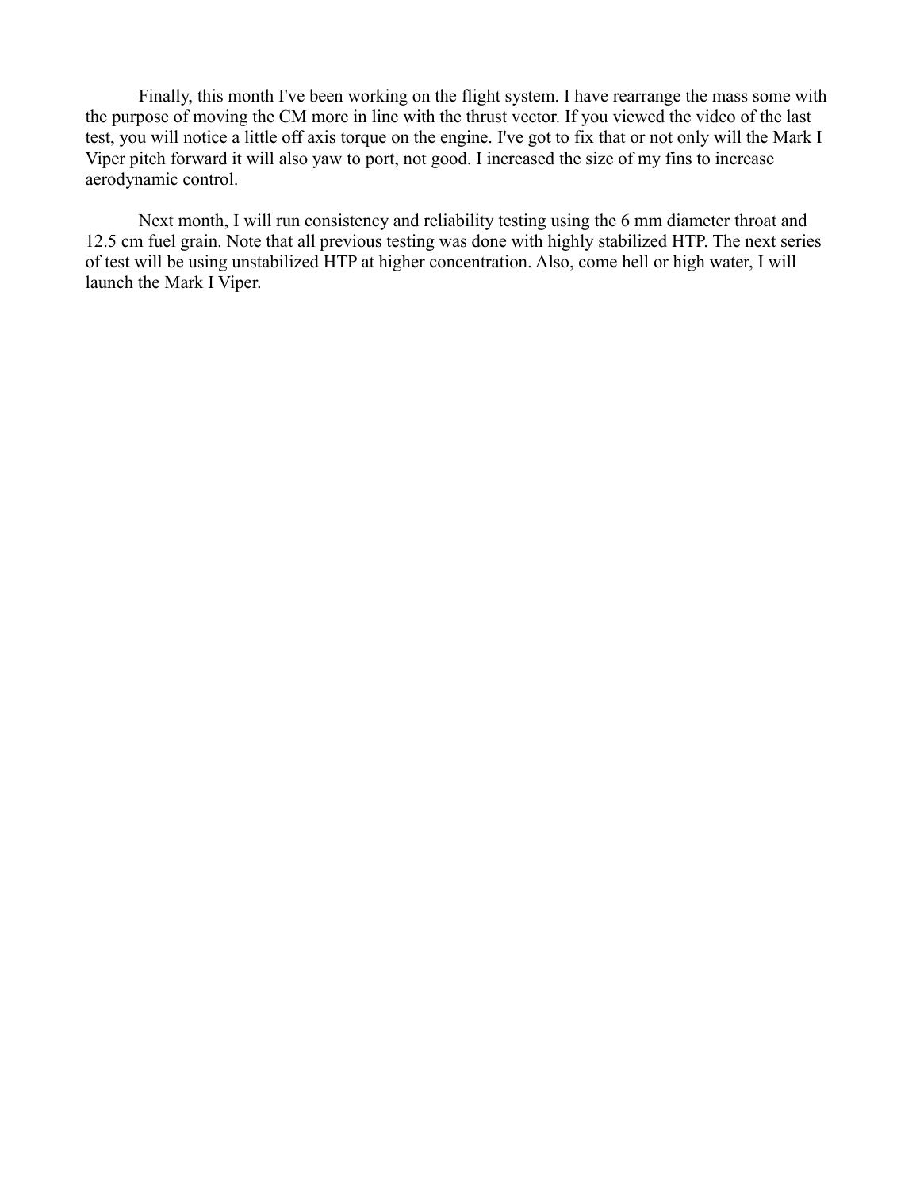Finally, this month I've been working on the flight system. I have rearrange the mass some with the purpose of moving the CM more in line with the thrust vector. If you viewed the video of the last test, you will notice a little off axis torque on the engine. I've got to fix that or not only will the Mark I Viper pitch forward it will also yaw to port, not good. I increased the size of my fins to increase aerodynamic control.

Next month, I will run consistency and reliability testing using the 6 mm diameter throat and 12.5 cm fuel grain. Note that all previous testing was done with highly stabilized HTP. The next series of test will be using unstabilized HTP at higher concentration. Also, come hell or high water, I will launch the Mark I Viper.